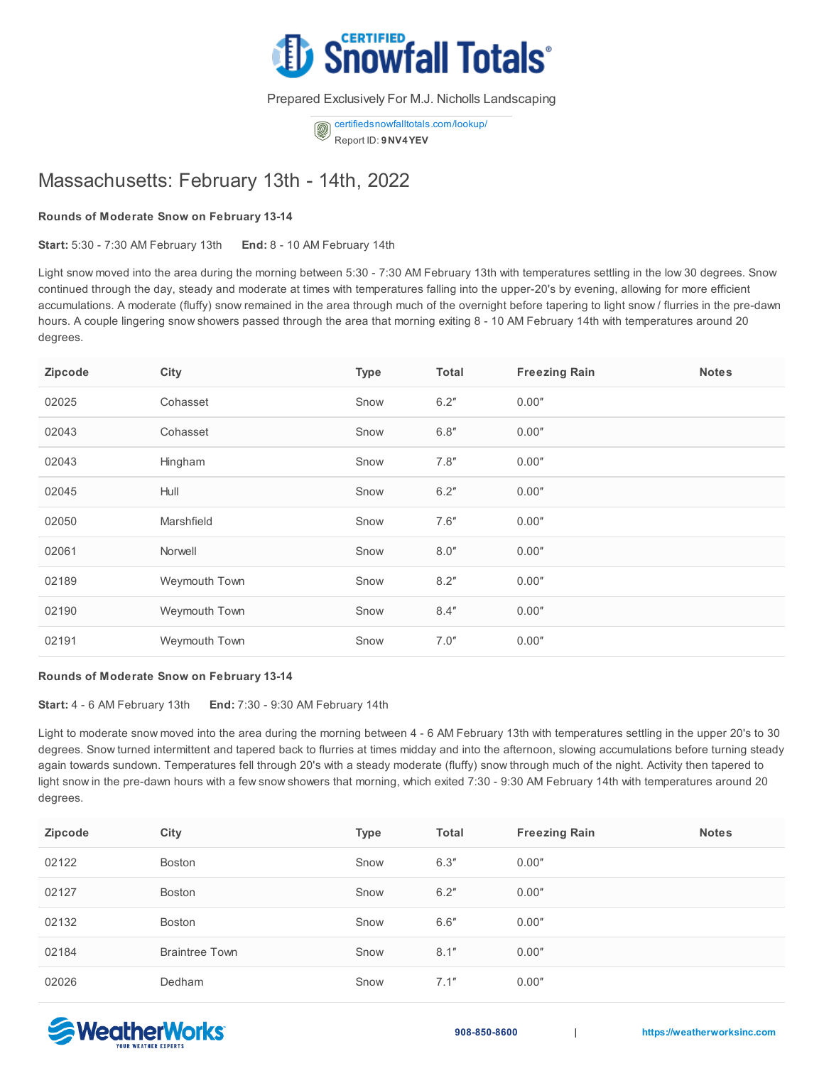# Certified Snowfall Totals

Prepared Exclusively For M.J. Nicholls Landscaping

certifiedsnowfalltotals.com/lookup/
Report ID: **9NV4YEV**

## Massachusetts: February 13th - 14th, 2022

### Rounds of Moderate Snow on February 13-14

**Start:** 5:30 - 7:30 AM February 13th **End:** 8 - 10 AM February 14th

Light snow moved into the area during the morning between 5:30 - 7:30 AM February 13th with temperatures settling in the low 30 degrees. Snow continued through the day, steady and moderate at times with temperatures falling into the upper-20's by evening, allowing for more efficient accumulations. A moderate (fluffy) snow remained in the area through much of the overnight before tapering to light snow / flurries in the pre-dawn hours. A couple lingering snow showers passed through the area that morning exiting 8 - 10 AM February 14th with temperatures around 20 degrees.

| Zipcode | City | Type | Total | Freezing Rain | Notes |
|---|---|---|---|---|---|
| 02025 | Cohasset | Snow | 6.2″ | 0.00″ | |
| 02043 | Cohasset | Snow | 6.8″ | 0.00″ | |
| 02043 | Hingham | Snow | 7.8″ | 0.00″ | |
| 02045 | Hull | Snow | 6.2″ | 0.00″ | |
| 02050 | Marshfield | Snow | 7.6″ | 0.00″ | |
| 02061 | Norwell | Snow | 8.0″ | 0.00″ | |
| 02189 | Weymouth Town | Snow | 8.2″ | 0.00″ | |
| 02190 | Weymouth Town | Snow | 8.4″ | 0.00″ | |
| 02191 | Weymouth Town | Snow | 7.0″ | 0.00″ | |

### Rounds of Moderate Snow on February 13-14

**Start:** 4 - 6 AM February 13th **End:** 7:30 - 9:30 AM February 14th

Light to moderate snow moved into the area during the morning between 4 - 6 AM February 13th with temperatures settling in the upper 20's to 30 degrees. Snow turned intermittent and tapered back to flurries at times midday and into the afternoon, slowing accumulations before turning steady again towards sundown. Temperatures fell through 20's with a steady moderate (fluffy) snow through much of the night. Activity then tapered to light snow in the pre-dawn hours with a few snow showers that morning, which exited 7:30 - 9:30 AM February 14th with temperatures around 20 degrees.

| Zipcode | City | Type | Total | Freezing Rain | Notes |
|---|---|---|---|---|---|
| 02122 | Boston | Snow | 6.3″ | 0.00″ | |
| 02127 | Boston | Snow | 6.2″ | 0.00″ | |
| 02132 | Boston | Snow | 6.6″ | 0.00″ | |
| 02184 | Braintree Town | Snow | 8.1″ | 0.00″ | |
| 02026 | Dedham | Snow | 7.1″ | 0.00″ | |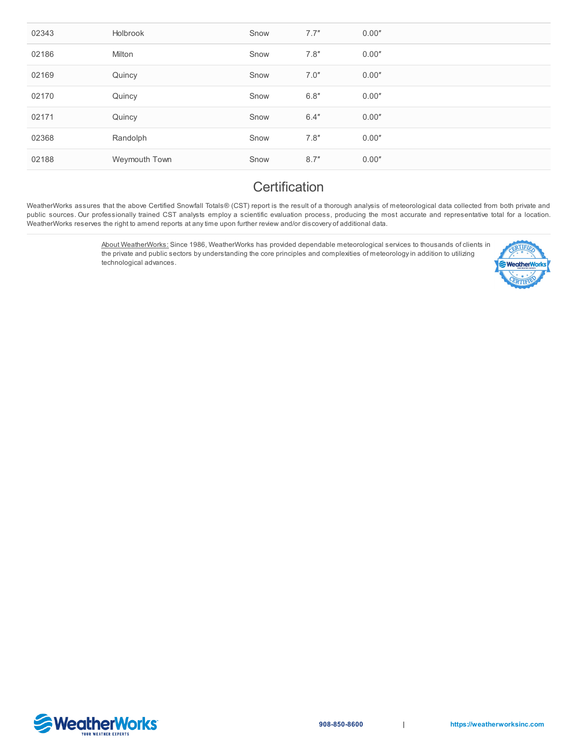| | | | | |
|---|---|---|---|---|
| 02343 | Holbrook | Snow | 7.7″ | 0.00″ |
| 02186 | Milton | Snow | 7.8″ | 0.00″ |
| 02169 | Quincy | Snow | 7.0″ | 0.00″ |
| 02170 | Quincy | Snow | 6.8″ | 0.00″ |
| 02171 | Quincy | Snow | 6.4″ | 0.00″ |
| 02368 | Randolph | Snow | 7.8″ | 0.00″ |
| 02188 | Weymouth Town | Snow | 8.7″ | 0.00″ |

## Certification

WeatherWorks assures that the above Certified Snowfall Totals® (CST) report is the result of a thorough analysis of meteorological data collected from both private and public sources. Our professionally trained CST analysts employ a scientific evaluation process, producing the most accurate and representative total for a location. WeatherWorks reserves the right to amend reports at any time upon further review and/or discovery of additional data.

About WeatherWorks: Since 1986, WeatherWorks has provided dependable meteorological services to thousands of clients in the private and public sectors by understanding the core principles and complexities of meteorology in addition to utilizing technological advances.

908-850-8600 | https://weatherworksinc.com